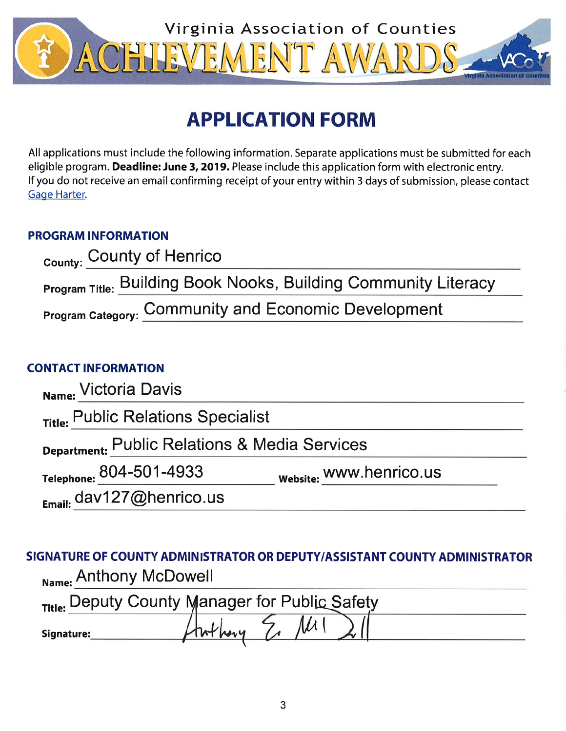Virginia Association of Counties

# ACHIEVEMENT AWARDS

## APPLICATION FORM

All applications must include the following information. Separate applications must be submitted for each eligible program. **Deadline: June 3, 2019.** Please include this application form with electronic entry. If you do not receive an email confirming receipt of your entry within 3 days of submission, please contact Gage Harter.

### PROGRAM INFORMATION

**County:** County of Henrico

**Program Title:** Building Book Nooks, Building Community Literacy

**Program Category:** Community and Economic Development

### CONTACT INFORMATION

**Name:** Victoria Davis

**Title:** Public Relations Specialist

**Department:** Public Relations & Media Services

**Telephone:** 804-501-4933 **Website:** www.henrico.us

**Email:** dav127@henrico.us

### SIGNATURE OF COUNTY ADMINISTRATOR OR DEPUTY/ASSISTANT COUNTY ADMINISTRATOR

**Name:** Anthony McDowell

**Title:** Deputy County Manager for Public Safety

**Signature:** Anthony E. McDowell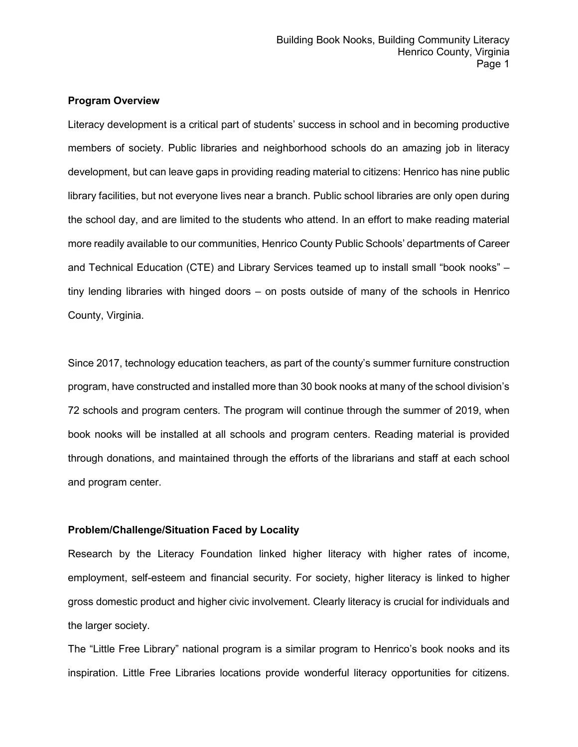**Program Overview**

Literacy development is a critical part of students' success in school and in becoming productive members of society. Public libraries and neighborhood schools do an amazing job in literacy development, but can leave gaps in providing reading material to citizens: Henrico has nine public library facilities, but not everyone lives near a branch. Public school libraries are only open during the school day, and are limited to the students who attend. In an effort to make reading material more readily available to our communities, Henrico County Public Schools' departments of Career and Technical Education (CTE) and Library Services teamed up to install small "book nooks" – tiny lending libraries with hinged doors – on posts outside of many of the schools in Henrico County, Virginia.

Since 2017, technology education teachers, as part of the county's summer furniture construction program, have constructed and installed more than 30 book nooks at many of the school division's 72 schools and program centers. The program will continue through the summer of 2019, when book nooks will be installed at all schools and program centers. Reading material is provided through donations, and maintained through the efforts of the librarians and staff at each school and program center.

**Problem/Challenge/Situation Faced by Locality**

Research by the Literacy Foundation linked higher literacy with higher rates of income, employment, self-esteem and financial security. For society, higher literacy is linked to higher gross domestic product and higher civic involvement. Clearly literacy is crucial for individuals and the larger society.

The "Little Free Library" national program is a similar program to Henrico's book nooks and its inspiration. Little Free Libraries locations provide wonderful literacy opportunities for citizens.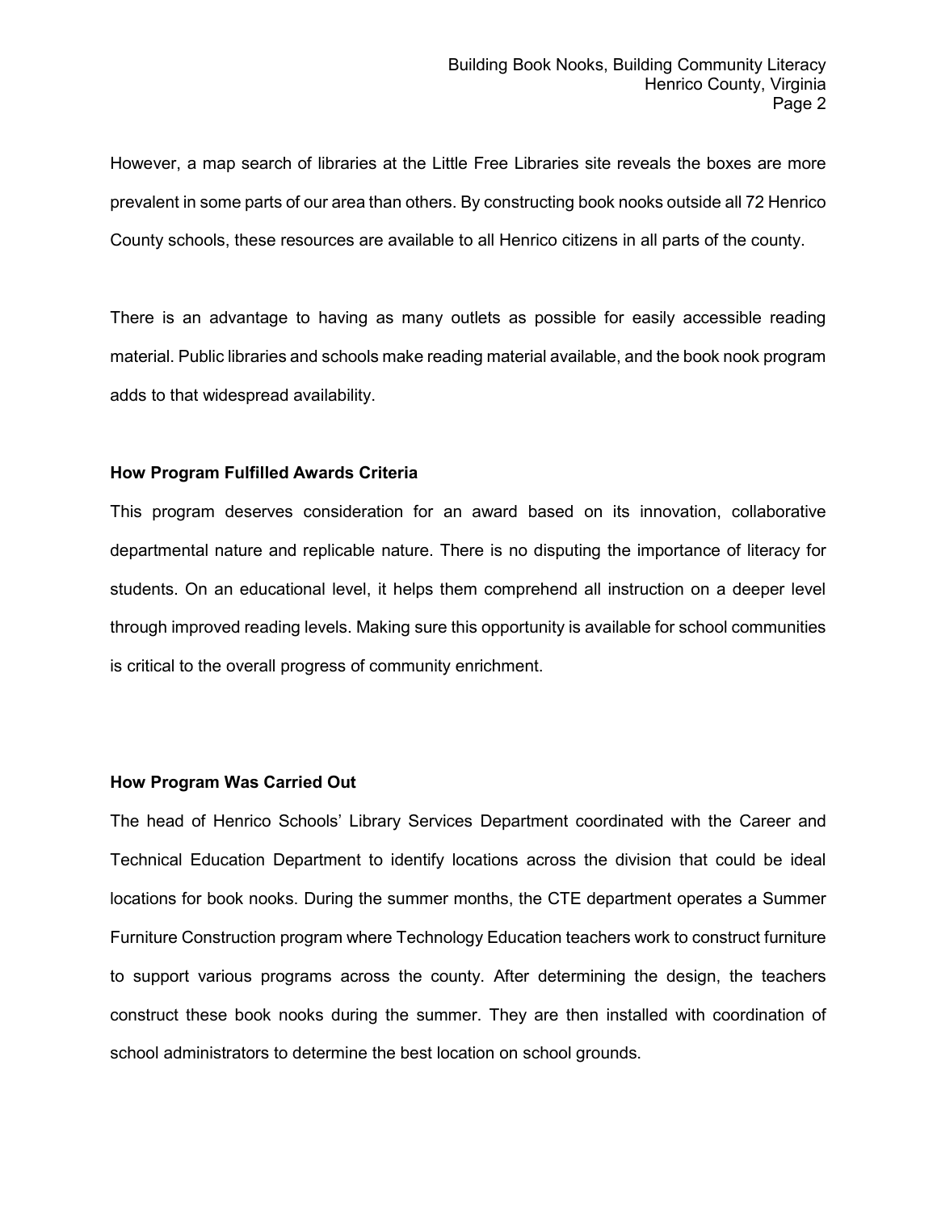However, a map search of libraries at the Little Free Libraries site reveals the boxes are more prevalent in some parts of our area than others. By constructing book nooks outside all 72 Henrico County schools, these resources are available to all Henrico citizens in all parts of the county.

There is an advantage to having as many outlets as possible for easily accessible reading material. Public libraries and schools make reading material available, and the book nook program adds to that widespread availability.

**How Program Fulfilled Awards Criteria**

This program deserves consideration for an award based on its innovation, collaborative departmental nature and replicable nature. There is no disputing the importance of literacy for students. On an educational level, it helps them comprehend all instruction on a deeper level through improved reading levels. Making sure this opportunity is available for school communities is critical to the overall progress of community enrichment.

**How Program Was Carried Out**

The head of Henrico Schools' Library Services Department coordinated with the Career and Technical Education Department to identify locations across the division that could be ideal locations for book nooks. During the summer months, the CTE department operates a Summer Furniture Construction program where Technology Education teachers work to construct furniture to support various programs across the county. After determining the design, the teachers construct these book nooks during the summer. They are then installed with coordination of school administrators to determine the best location on school grounds.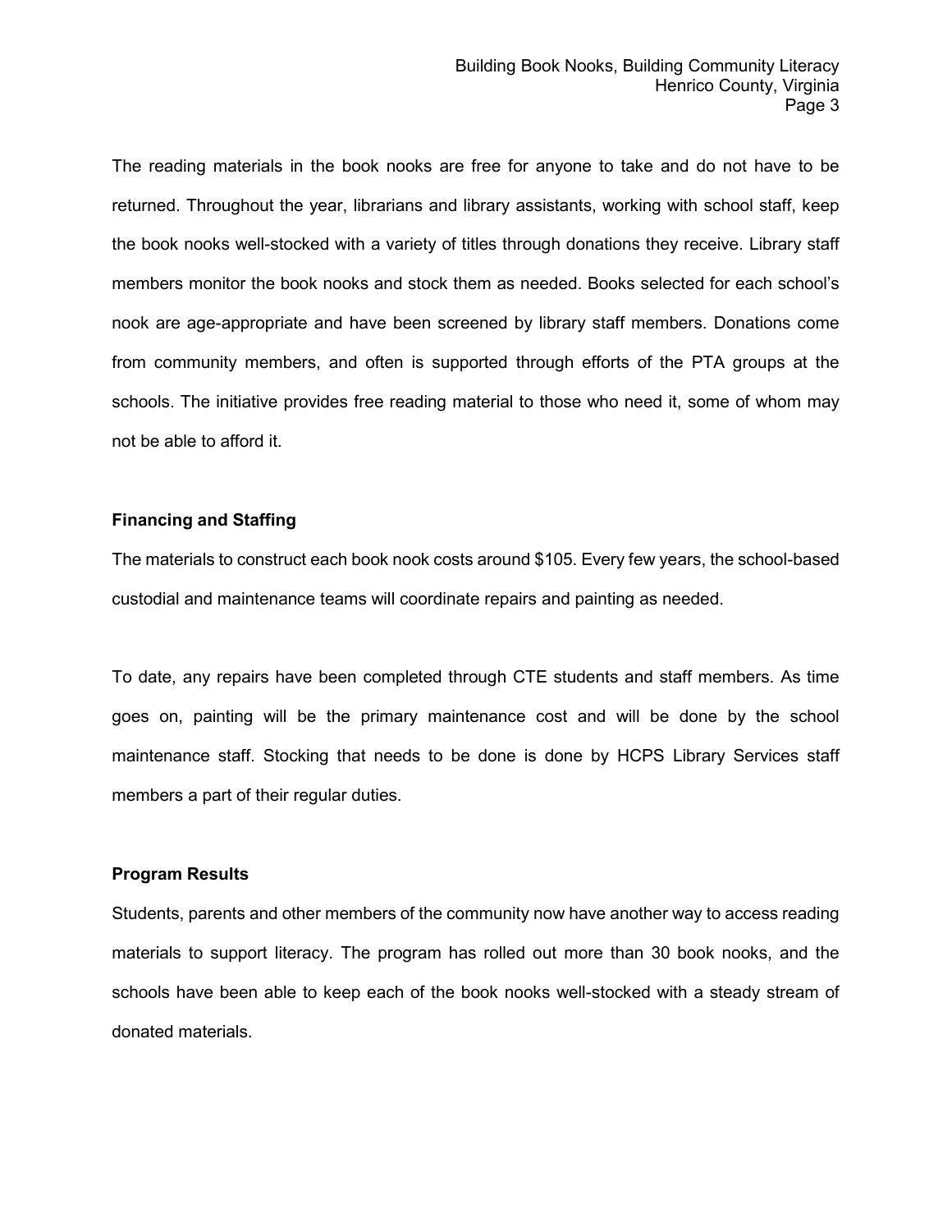The reading materials in the book nooks are free for anyone to take and do not have to be returned. Throughout the year, librarians and library assistants, working with school staff, keep the book nooks well-stocked with a variety of titles through donations they receive. Library staff members monitor the book nooks and stock them as needed. Books selected for each school's nook are age-appropriate and have been screened by library staff members. Donations come from community members, and often is supported through efforts of the PTA groups at the schools. The initiative provides free reading material to those who need it, some of whom may not be able to afford it.

**Financing and Staffing**

The materials to construct each book nook costs around $105. Every few years, the school-based custodial and maintenance teams will coordinate repairs and painting as needed.

To date, any repairs have been completed through CTE students and staff members. As time goes on, painting will be the primary maintenance cost and will be done by the school maintenance staff. Stocking that needs to be done is done by HCPS Library Services staff members a part of their regular duties.

**Program Results**

Students, parents and other members of the community now have another way to access reading materials to support literacy. The program has rolled out more than 30 book nooks, and the schools have been able to keep each of the book nooks well-stocked with a steady stream of donated materials.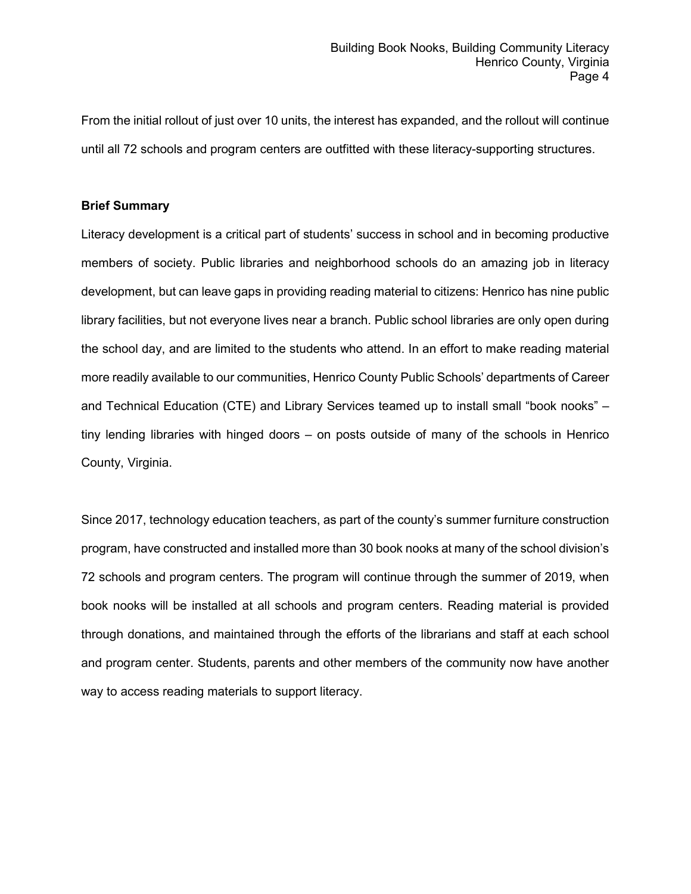From the initial rollout of just over 10 units, the interest has expanded, and the rollout will continue until all 72 schools and program centers are outfitted with these literacy-supporting structures.

**Brief Summary**

Literacy development is a critical part of students' success in school and in becoming productive members of society. Public libraries and neighborhood schools do an amazing job in literacy development, but can leave gaps in providing reading material to citizens: Henrico has nine public library facilities, but not everyone lives near a branch. Public school libraries are only open during the school day, and are limited to the students who attend. In an effort to make reading material more readily available to our communities, Henrico County Public Schools' departments of Career and Technical Education (CTE) and Library Services teamed up to install small "book nooks" – tiny lending libraries with hinged doors – on posts outside of many of the schools in Henrico County, Virginia.

Since 2017, technology education teachers, as part of the county's summer furniture construction program, have constructed and installed more than 30 book nooks at many of the school division's 72 schools and program centers. The program will continue through the summer of 2019, when book nooks will be installed at all schools and program centers. Reading material is provided through donations, and maintained through the efforts of the librarians and staff at each school and program center. Students, parents and other members of the community now have another way to access reading materials to support literacy.